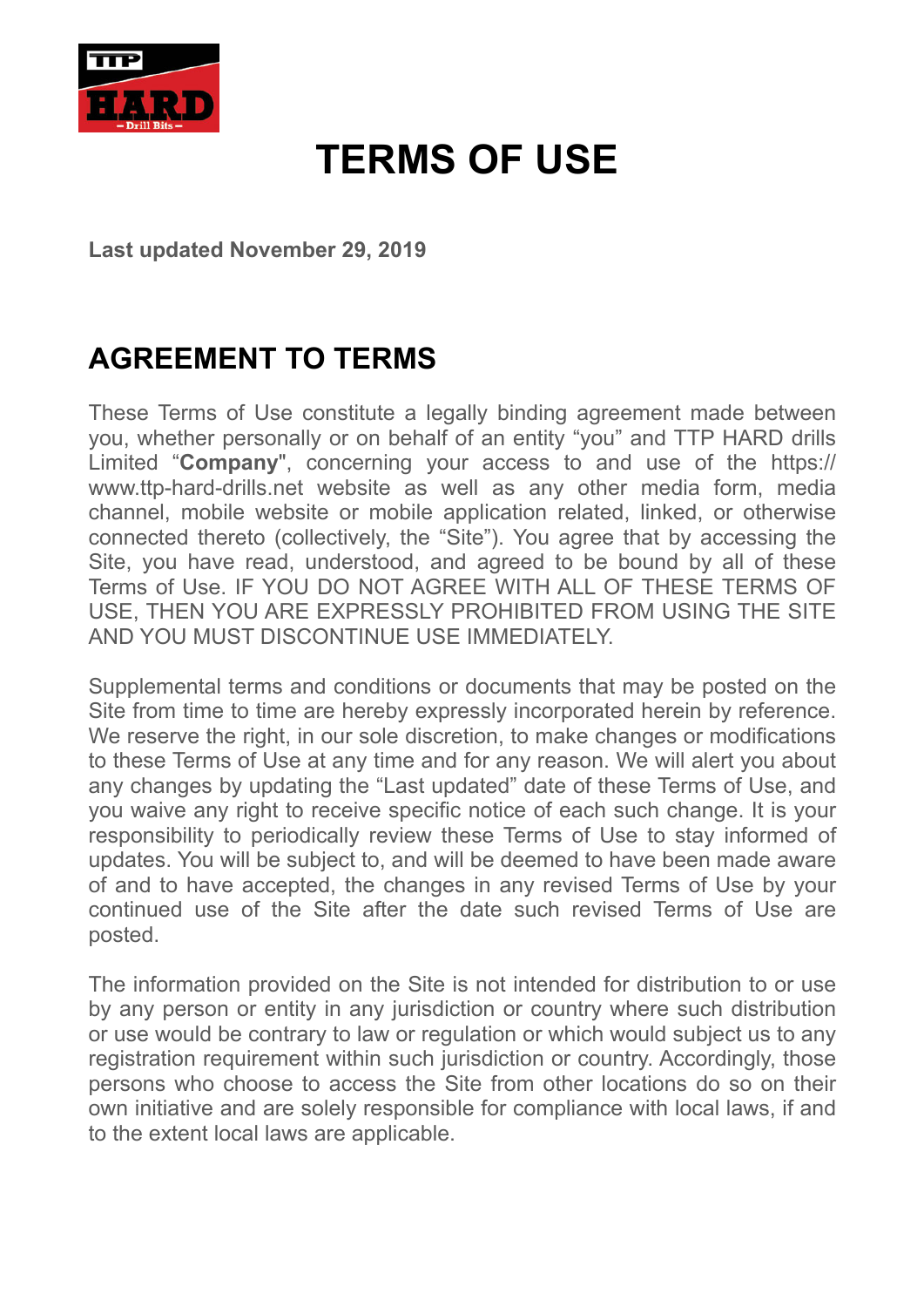# TERMS OF USE

**Last updated November 29, 2019**

## AGREEMENT TO TERMS

These Terms of Use constitute a legally binding agreement made between you, whether personally or on behalf of an entity “you” and TTP HARD drills Limited “**Company**", concerning your access to and use of the https://www.ttp-hard-drills.net website as well as any other media form, media channel, mobile website or mobile application related, linked, or otherwise connected thereto (collectively, the “Site”). You agree that by accessing the Site, you have read, understood, and agreed to be bound by all of these Terms of Use. IF YOU DO NOT AGREE WITH ALL OF THESE TERMS OF USE, THEN YOU ARE EXPRESSLY PROHIBITED FROM USING THE SITE AND YOU MUST DISCONTINUE USE IMMEDIATELY.

Supplemental terms and conditions or documents that may be posted on the Site from time to time are hereby expressly incorporated herein by reference. We reserve the right, in our sole discretion, to make changes or modifications to these Terms of Use at any time and for any reason. We will alert you about any changes by updating the “Last updated” date of these Terms of Use, and you waive any right to receive specific notice of each such change. It is your responsibility to periodically review these Terms of Use to stay informed of updates. You will be subject to, and will be deemed to have been made aware of and to have accepted, the changes in any revised Terms of Use by your continued use of the Site after the date such revised Terms of Use are posted.

The information provided on the Site is not intended for distribution to or use by any person or entity in any jurisdiction or country where such distribution or use would be contrary to law or regulation or which would subject us to any registration requirement within such jurisdiction or country. Accordingly, those persons who choose to access the Site from other locations do so on their own initiative and are solely responsible for compliance with local laws, if and to the extent local laws are applicable.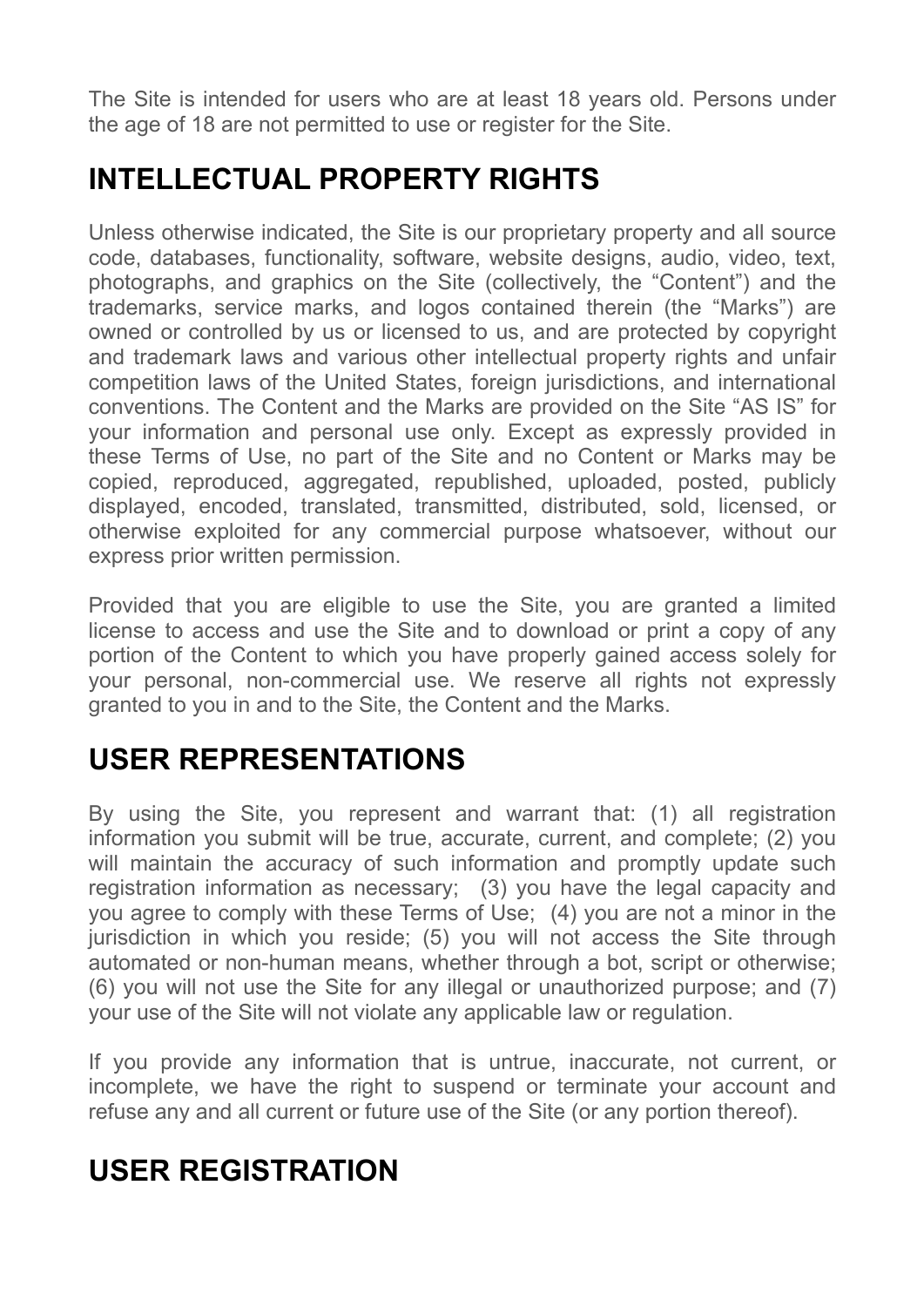The Site is intended for users who are at least 18 years old. Persons under the age of 18 are not permitted to use or register for the Site.

## INTELLECTUAL PROPERTY RIGHTS

Unless otherwise indicated, the Site is our proprietary property and all source code, databases, functionality, software, website designs, audio, video, text, photographs, and graphics on the Site (collectively, the "Content") and the trademarks, service marks, and logos contained therein (the "Marks") are owned or controlled by us or licensed to us, and are protected by copyright and trademark laws and various other intellectual property rights and unfair competition laws of the United States, foreign jurisdictions, and international conventions. The Content and the Marks are provided on the Site "AS IS" for your information and personal use only. Except as expressly provided in these Terms of Use, no part of the Site and no Content or Marks may be copied, reproduced, aggregated, republished, uploaded, posted, publicly displayed, encoded, translated, transmitted, distributed, sold, licensed, or otherwise exploited for any commercial purpose whatsoever, without our express prior written permission.

Provided that you are eligible to use the Site, you are granted a limited license to access and use the Site and to download or print a copy of any portion of the Content to which you have properly gained access solely for your personal, non-commercial use. We reserve all rights not expressly granted to you in and to the Site, the Content and the Marks.

## USER REPRESENTATIONS

By using the Site, you represent and warrant that: (1) all registration information you submit will be true, accurate, current, and complete; (2) you will maintain the accuracy of such information and promptly update such registration information as necessary; (3) you have the legal capacity and you agree to comply with these Terms of Use; (4) you are not a minor in the jurisdiction in which you reside; (5) you will not access the Site through automated or non-human means, whether through a bot, script or otherwise; (6) you will not use the Site for any illegal or unauthorized purpose; and (7) your use of the Site will not violate any applicable law or regulation.

If you provide any information that is untrue, inaccurate, not current, or incomplete, we have the right to suspend or terminate your account and refuse any and all current or future use of the Site (or any portion thereof).

## USER REGISTRATION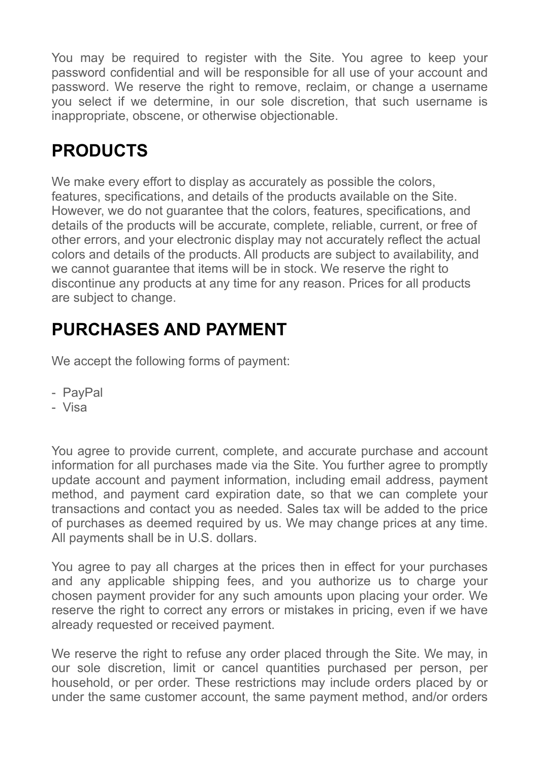You may be required to register with the Site. You agree to keep your password confidential and will be responsible for all use of your account and password. We reserve the right to remove, reclaim, or change a username you select if we determine, in our sole discretion, that such username is inappropriate, obscene, or otherwise objectionable.

## PRODUCTS

We make every effort to display as accurately as possible the colors, features, specifications, and details of the products available on the Site. However, we do not guarantee that the colors, features, specifications, and details of the products will be accurate, complete, reliable, current, or free of other errors, and your electronic display may not accurately reflect the actual colors and details of the products. All products are subject to availability, and we cannot guarantee that items will be in stock. We reserve the right to discontinue any products at any time for any reason. Prices for all products are subject to change.

## PURCHASES AND PAYMENT

We accept the following forms of payment:

- PayPal
- Visa

You agree to provide current, complete, and accurate purchase and account information for all purchases made via the Site. You further agree to promptly update account and payment information, including email address, payment method, and payment card expiration date, so that we can complete your transactions and contact you as needed. Sales tax will be added to the price of purchases as deemed required by us. We may change prices at any time. All payments shall be in U.S. dollars.

You agree to pay all charges at the prices then in effect for your purchases and any applicable shipping fees, and you authorize us to charge your chosen payment provider for any such amounts upon placing your order. We reserve the right to correct any errors or mistakes in pricing, even if we have already requested or received payment.

We reserve the right to refuse any order placed through the Site. We may, in our sole discretion, limit or cancel quantities purchased per person, per household, or per order. These restrictions may include orders placed by or under the same customer account, the same payment method, and/or orders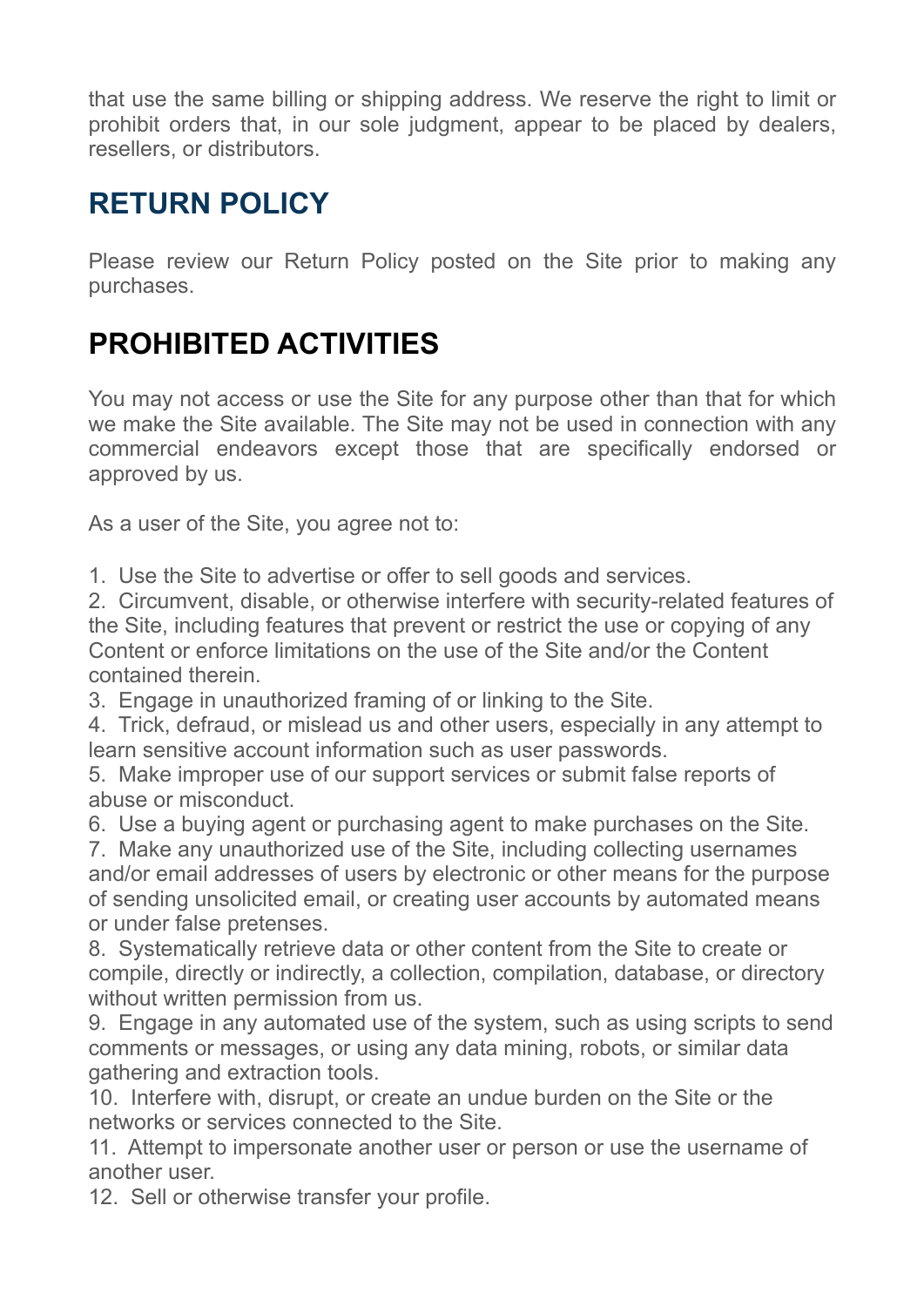that use the same billing or shipping address. We reserve the right to limit or prohibit orders that, in our sole judgment, appear to be placed by dealers, resellers, or distributors.

## RETURN POLICY

Please review our Return Policy posted on the Site prior to making any purchases.

## PROHIBITED ACTIVITIES

You may not access or use the Site for any purpose other than that for which we make the Site available. The Site may not be used in connection with any commercial endeavors except those that are specifically endorsed or approved by us.

As a user of the Site, you agree not to:

1. Use the Site to advertise or offer to sell goods and services.
2. Circumvent, disable, or otherwise interfere with security-related features of the Site, including features that prevent or restrict the use or copying of any Content or enforce limitations on the use of the Site and/or the Content contained therein.
3. Engage in unauthorized framing of or linking to the Site.
4. Trick, defraud, or mislead us and other users, especially in any attempt to learn sensitive account information such as user passwords.
5. Make improper use of our support services or submit false reports of abuse or misconduct.
6. Use a buying agent or purchasing agent to make purchases on the Site.
7. Make any unauthorized use of the Site, including collecting usernames and/or email addresses of users by electronic or other means for the purpose of sending unsolicited email, or creating user accounts by automated means or under false pretenses.
8. Systematically retrieve data or other content from the Site to create or compile, directly or indirectly, a collection, compilation, database, or directory without written permission from us.
9. Engage in any automated use of the system, such as using scripts to send comments or messages, or using any data mining, robots, or similar data gathering and extraction tools.
10. Interfere with, disrupt, or create an undue burden on the Site or the networks or services connected to the Site.
11. Attempt to impersonate another user or person or use the username of another user.
12. Sell or otherwise transfer your profile.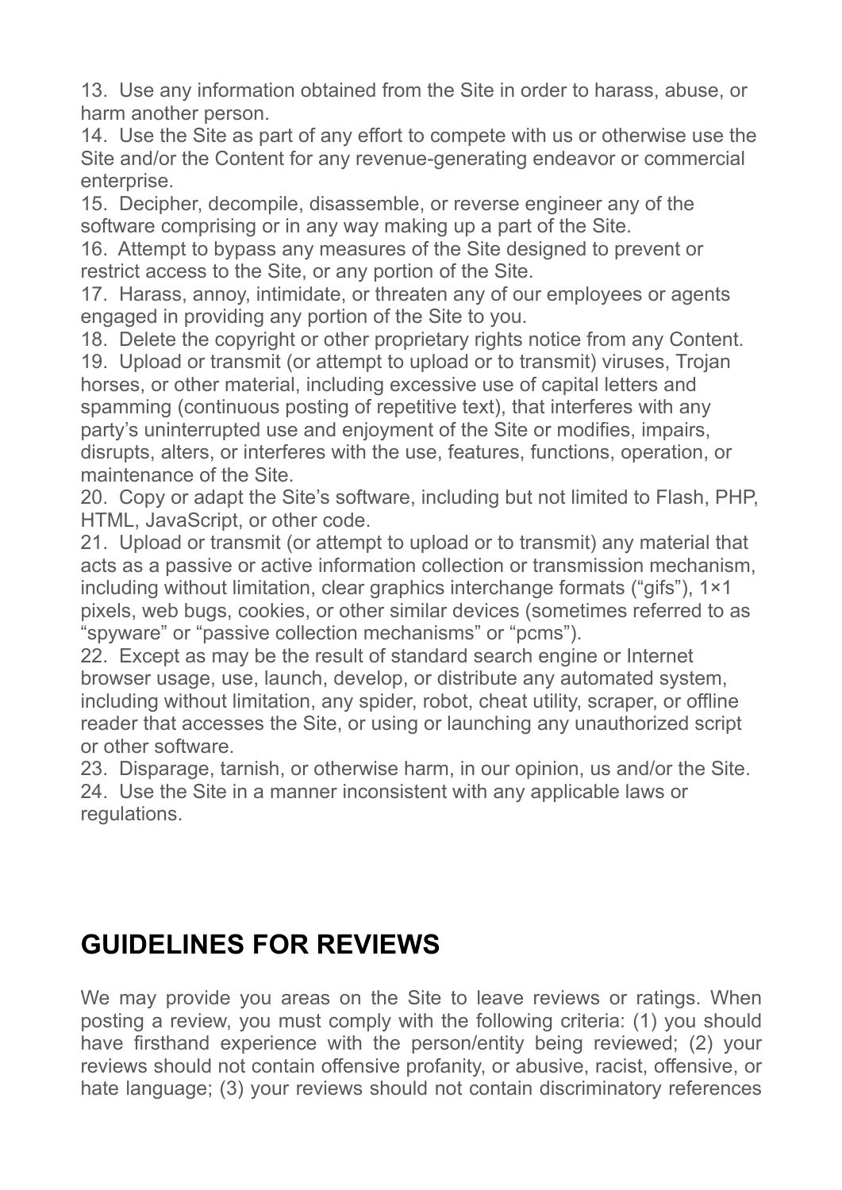13. Use any information obtained from the Site in order to harass, abuse, or harm another person.
14. Use the Site as part of any effort to compete with us or otherwise use the Site and/or the Content for any revenue-generating endeavor or commercial enterprise.
15. Decipher, decompile, disassemble, or reverse engineer any of the software comprising or in any way making up a part of the Site.
16. Attempt to bypass any measures of the Site designed to prevent or restrict access to the Site, or any portion of the Site.
17. Harass, annoy, intimidate, or threaten any of our employees or agents engaged in providing any portion of the Site to you.
18. Delete the copyright or other proprietary rights notice from any Content.
19. Upload or transmit (or attempt to upload or to transmit) viruses, Trojan horses, or other material, including excessive use of capital letters and spamming (continuous posting of repetitive text), that interferes with any party's uninterrupted use and enjoyment of the Site or modifies, impairs, disrupts, alters, or interferes with the use, features, functions, operation, or maintenance of the Site.
20. Copy or adapt the Site's software, including but not limited to Flash, PHP, HTML, JavaScript, or other code.
21. Upload or transmit (or attempt to upload or to transmit) any material that acts as a passive or active information collection or transmission mechanism, including without limitation, clear graphics interchange formats ("gifs"), 1×1 pixels, web bugs, cookies, or other similar devices (sometimes referred to as "spyware" or "passive collection mechanisms" or "pcms").
22. Except as may be the result of standard search engine or Internet browser usage, use, launch, develop, or distribute any automated system, including without limitation, any spider, robot, cheat utility, scraper, or offline reader that accesses the Site, or using or launching any unauthorized script or other software.
23. Disparage, tarnish, or otherwise harm, in our opinion, us and/or the Site.
24. Use the Site in a manner inconsistent with any applicable laws or regulations.

## GUIDELINES FOR REVIEWS

We may provide you areas on the Site to leave reviews or ratings. When posting a review, you must comply with the following criteria: (1) you should have firsthand experience with the person/entity being reviewed; (2) your reviews should not contain offensive profanity, or abusive, racist, offensive, or hate language; (3) your reviews should not contain discriminatory references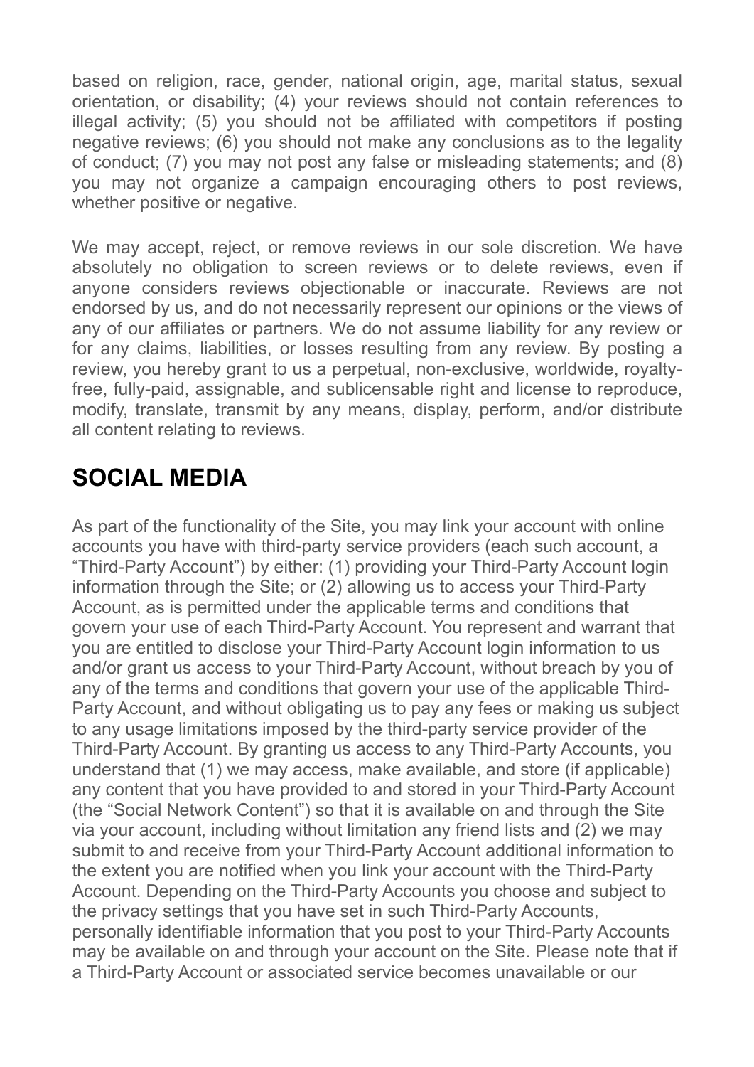based on religion, race, gender, national origin, age, marital status, sexual orientation, or disability; (4) your reviews should not contain references to illegal activity; (5) you should not be affiliated with competitors if posting negative reviews; (6) you should not make any conclusions as to the legality of conduct; (7) you may not post any false or misleading statements; and (8) you may not organize a campaign encouraging others to post reviews, whether positive or negative.

We may accept, reject, or remove reviews in our sole discretion. We have absolutely no obligation to screen reviews or to delete reviews, even if anyone considers reviews objectionable or inaccurate. Reviews are not endorsed by us, and do not necessarily represent our opinions or the views of any of our affiliates or partners. We do not assume liability for any review or for any claims, liabilities, or losses resulting from any review. By posting a review, you hereby grant to us a perpetual, non-exclusive, worldwide, royalty-free, fully-paid, assignable, and sublicensable right and license to reproduce, modify, translate, transmit by any means, display, perform, and/or distribute all content relating to reviews.

## SOCIAL MEDIA

As part of the functionality of the Site, you may link your account with online accounts you have with third-party service providers (each such account, a "Third-Party Account") by either: (1) providing your Third-Party Account login information through the Site; or (2) allowing us to access your Third-Party Account, as is permitted under the applicable terms and conditions that govern your use of each Third-Party Account. You represent and warrant that you are entitled to disclose your Third-Party Account login information to us and/or grant us access to your Third-Party Account, without breach by you of any of the terms and conditions that govern your use of the applicable Third-Party Account, and without obligating us to pay any fees or making us subject to any usage limitations imposed by the third-party service provider of the Third-Party Account. By granting us access to any Third-Party Accounts, you understand that (1) we may access, make available, and store (if applicable) any content that you have provided to and stored in your Third-Party Account (the "Social Network Content") so that it is available on and through the Site via your account, including without limitation any friend lists and (2) we may submit to and receive from your Third-Party Account additional information to the extent you are notified when you link your account with the Third-Party Account. Depending on the Third-Party Accounts you choose and subject to the privacy settings that you have set in such Third-Party Accounts, personally identifiable information that you post to your Third-Party Accounts may be available on and through your account on the Site. Please note that if a Third-Party Account or associated service becomes unavailable or our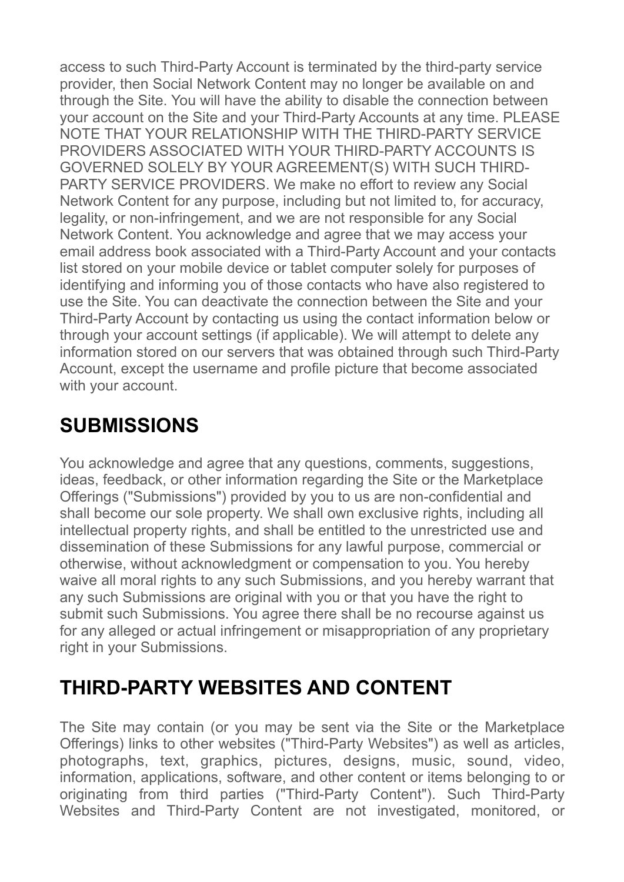access to such Third-Party Account is terminated by the third-party service provider, then Social Network Content may no longer be available on and through the Site. You will have the ability to disable the connection between your account on the Site and your Third-Party Accounts at any time. PLEASE NOTE THAT YOUR RELATIONSHIP WITH THE THIRD-PARTY SERVICE PROVIDERS ASSOCIATED WITH YOUR THIRD-PARTY ACCOUNTS IS GOVERNED SOLELY BY YOUR AGREEMENT(S) WITH SUCH THIRD-PARTY SERVICE PROVIDERS. We make no effort to review any Social Network Content for any purpose, including but not limited to, for accuracy, legality, or non-infringement, and we are not responsible for any Social Network Content. You acknowledge and agree that we may access your email address book associated with a Third-Party Account and your contacts list stored on your mobile device or tablet computer solely for purposes of identifying and informing you of those contacts who have also registered to use the Site. You can deactivate the connection between the Site and your Third-Party Account by contacting us using the contact information below or through your account settings (if applicable). We will attempt to delete any information stored on our servers that was obtained through such Third-Party Account, except the username and profile picture that become associated with your account.

## SUBMISSIONS

You acknowledge and agree that any questions, comments, suggestions, ideas, feedback, or other information regarding the Site or the Marketplace Offerings ("Submissions") provided by you to us are non-confidential and shall become our sole property. We shall own exclusive rights, including all intellectual property rights, and shall be entitled to the unrestricted use and dissemination of these Submissions for any lawful purpose, commercial or otherwise, without acknowledgment or compensation to you. You hereby waive all moral rights to any such Submissions, and you hereby warrant that any such Submissions are original with you or that you have the right to submit such Submissions. You agree there shall be no recourse against us for any alleged or actual infringement or misappropriation of any proprietary right in your Submissions.

## THIRD-PARTY WEBSITES AND CONTENT

The Site may contain (or you may be sent via the Site or the Marketplace Offerings) links to other websites ("Third-Party Websites") as well as articles, photographs, text, graphics, pictures, designs, music, sound, video, information, applications, software, and other content or items belonging to or originating from third parties ("Third-Party Content"). Such Third-Party Websites and Third-Party Content are not investigated, monitored, or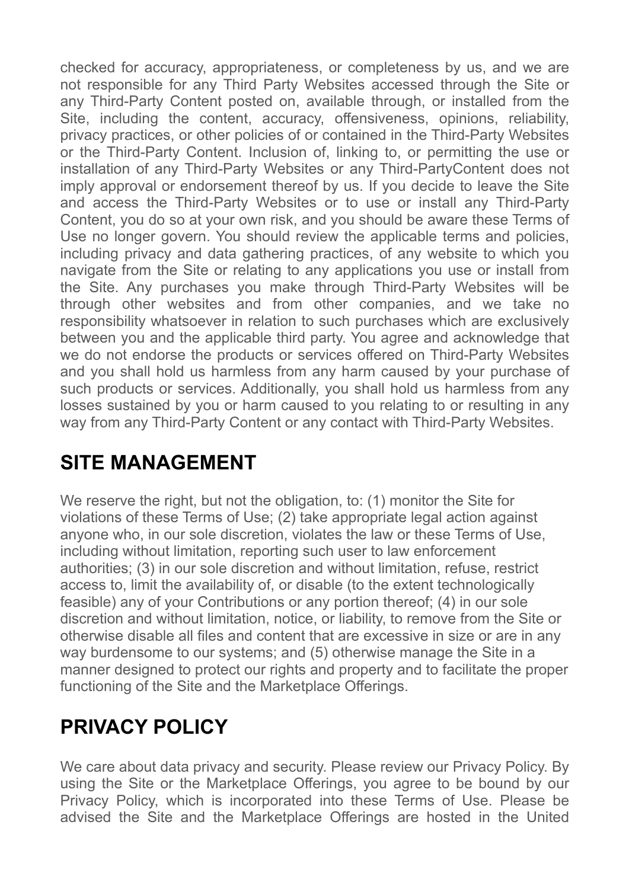checked for accuracy, appropriateness, or completeness by us, and we are not responsible for any Third Party Websites accessed through the Site or any Third-Party Content posted on, available through, or installed from the Site, including the content, accuracy, offensiveness, opinions, reliability, privacy practices, or other policies of or contained in the Third-Party Websites or the Third-Party Content. Inclusion of, linking to, or permitting the use or installation of any Third-Party Websites or any Third-PartyContent does not imply approval or endorsement thereof by us. If you decide to leave the Site and access the Third-Party Websites or to use or install any Third-Party Content, you do so at your own risk, and you should be aware these Terms of Use no longer govern. You should review the applicable terms and policies, including privacy and data gathering practices, of any website to which you navigate from the Site or relating to any applications you use or install from the Site. Any purchases you make through Third-Party Websites will be through other websites and from other companies, and we take no responsibility whatsoever in relation to such purchases which are exclusively between you and the applicable third party. You agree and acknowledge that we do not endorse the products or services offered on Third-Party Websites and you shall hold us harmless from any harm caused by your purchase of such products or services. Additionally, you shall hold us harmless from any losses sustained by you or harm caused to you relating to or resulting in any way from any Third-Party Content or any contact with Third-Party Websites.

## SITE MANAGEMENT

We reserve the right, but not the obligation, to: (1) monitor the Site for violations of these Terms of Use; (2) take appropriate legal action against anyone who, in our sole discretion, violates the law or these Terms of Use, including without limitation, reporting such user to law enforcement authorities; (3) in our sole discretion and without limitation, refuse, restrict access to, limit the availability of, or disable (to the extent technologically feasible) any of your Contributions or any portion thereof; (4) in our sole discretion and without limitation, notice, or liability, to remove from the Site or otherwise disable all files and content that are excessive in size or are in any way burdensome to our systems; and (5) otherwise manage the Site in a manner designed to protect our rights and property and to facilitate the proper functioning of the Site and the Marketplace Offerings.

## PRIVACY POLICY

We care about data privacy and security. Please review our Privacy Policy. By using the Site or the Marketplace Offerings, you agree to be bound by our Privacy Policy, which is incorporated into these Terms of Use. Please be advised the Site and the Marketplace Offerings are hosted in the United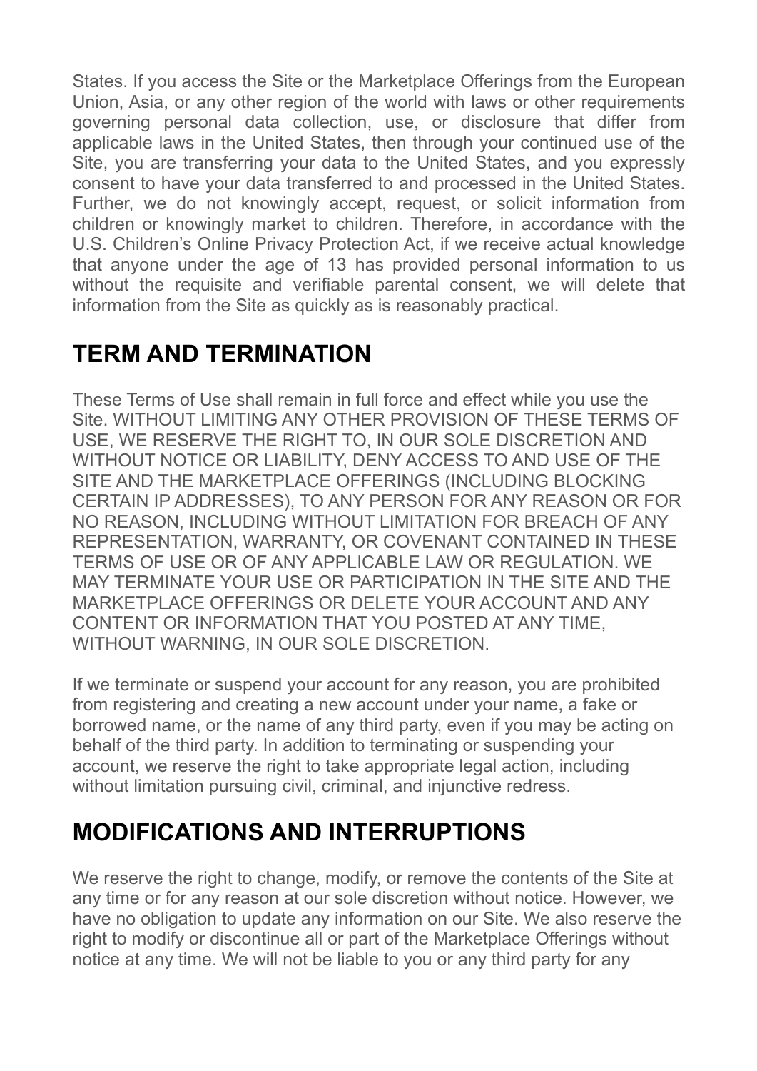States. If you access the Site or the Marketplace Offerings from the European Union, Asia, or any other region of the world with laws or other requirements governing personal data collection, use, or disclosure that differ from applicable laws in the United States, then through your continued use of the Site, you are transferring your data to the United States, and you expressly consent to have your data transferred to and processed in the United States. Further, we do not knowingly accept, request, or solicit information from children or knowingly market to children. Therefore, in accordance with the U.S. Children's Online Privacy Protection Act, if we receive actual knowledge that anyone under the age of 13 has provided personal information to us without the requisite and verifiable parental consent, we will delete that information from the Site as quickly as is reasonably practical.

## TERM AND TERMINATION

These Terms of Use shall remain in full force and effect while you use the Site. WITHOUT LIMITING ANY OTHER PROVISION OF THESE TERMS OF USE, WE RESERVE THE RIGHT TO, IN OUR SOLE DISCRETION AND WITHOUT NOTICE OR LIABILITY, DENY ACCESS TO AND USE OF THE SITE AND THE MARKETPLACE OFFERINGS (INCLUDING BLOCKING CERTAIN IP ADDRESSES), TO ANY PERSON FOR ANY REASON OR FOR NO REASON, INCLUDING WITHOUT LIMITATION FOR BREACH OF ANY REPRESENTATION, WARRANTY, OR COVENANT CONTAINED IN THESE TERMS OF USE OR OF ANY APPLICABLE LAW OR REGULATION. WE MAY TERMINATE YOUR USE OR PARTICIPATION IN THE SITE AND THE MARKETPLACE OFFERINGS OR DELETE YOUR ACCOUNT AND ANY CONTENT OR INFORMATION THAT YOU POSTED AT ANY TIME, WITHOUT WARNING, IN OUR SOLE DISCRETION.

If we terminate or suspend your account for any reason, you are prohibited from registering and creating a new account under your name, a fake or borrowed name, or the name of any third party, even if you may be acting on behalf of the third party. In addition to terminating or suspending your account, we reserve the right to take appropriate legal action, including without limitation pursuing civil, criminal, and injunctive redress.

## MODIFICATIONS AND INTERRUPTIONS

We reserve the right to change, modify, or remove the contents of the Site at any time or for any reason at our sole discretion without notice. However, we have no obligation to update any information on our Site. We also reserve the right to modify or discontinue all or part of the Marketplace Offerings without notice at any time. We will not be liable to you or any third party for any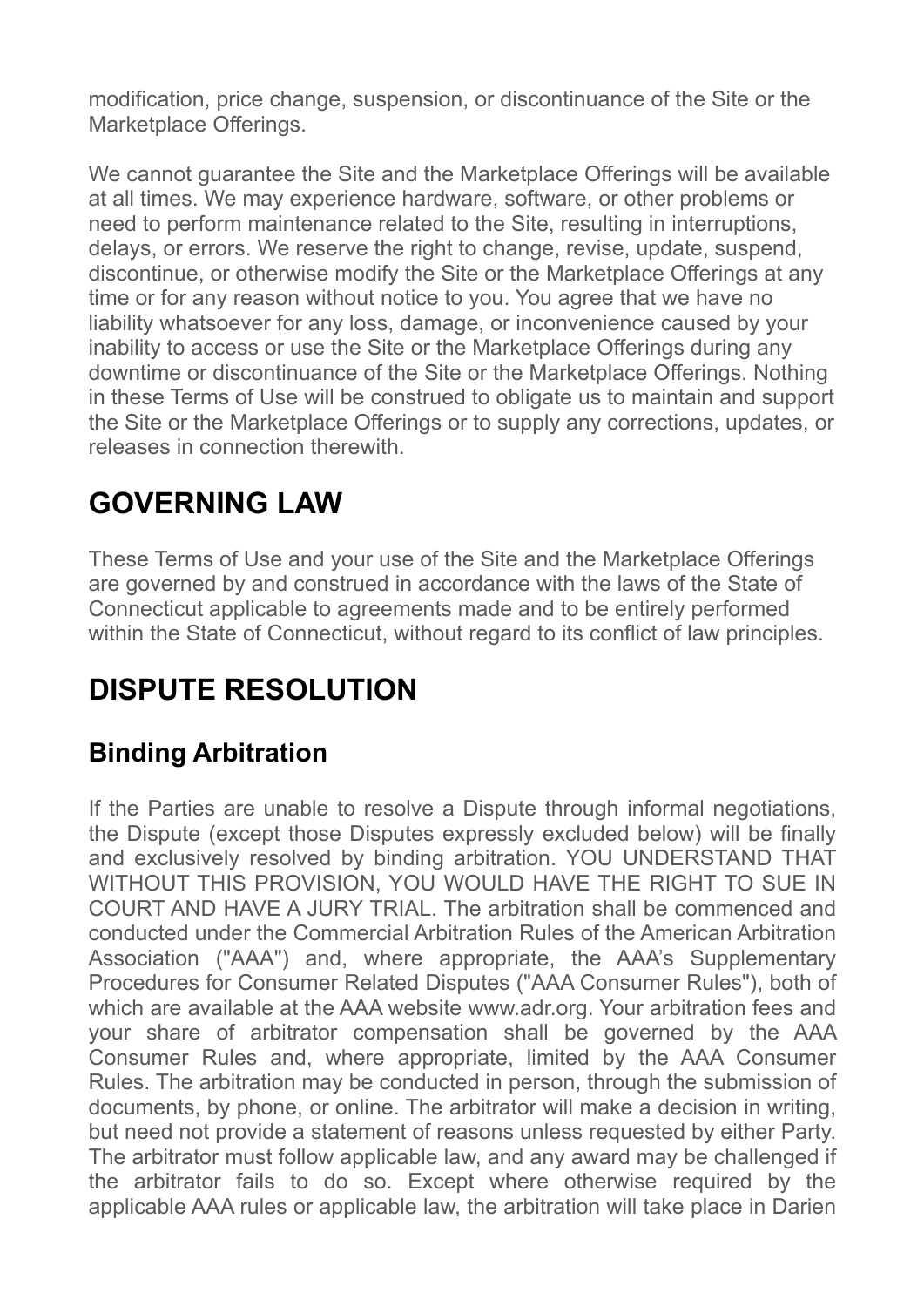modification, price change, suspension, or discontinuance of the Site or the Marketplace Offerings.

We cannot guarantee the Site and the Marketplace Offerings will be available at all times. We may experience hardware, software, or other problems or need to perform maintenance related to the Site, resulting in interruptions, delays, or errors. We reserve the right to change, revise, update, suspend, discontinue, or otherwise modify the Site or the Marketplace Offerings at any time or for any reason without notice to you. You agree that we have no liability whatsoever for any loss, damage, or inconvenience caused by your inability to access or use the Site or the Marketplace Offerings during any downtime or discontinuance of the Site or the Marketplace Offerings. Nothing in these Terms of Use will be construed to obligate us to maintain and support the Site or the Marketplace Offerings or to supply any corrections, updates, or releases in connection therewith.

# GOVERNING LAW

These Terms of Use and your use of the Site and the Marketplace Offerings are governed by and construed in accordance with the laws of the State of Connecticut applicable to agreements made and to be entirely performed within the State of Connecticut, without regard to its conflict of law principles.

# DISPUTE RESOLUTION

## Binding Arbitration

If the Parties are unable to resolve a Dispute through informal negotiations, the Dispute (except those Disputes expressly excluded below) will be finally and exclusively resolved by binding arbitration. YOU UNDERSTAND THAT WITHOUT THIS PROVISION, YOU WOULD HAVE THE RIGHT TO SUE IN COURT AND HAVE A JURY TRIAL. The arbitration shall be commenced and conducted under the Commercial Arbitration Rules of the American Arbitration Association ("AAA") and, where appropriate, the AAA's Supplementary Procedures for Consumer Related Disputes ("AAA Consumer Rules"), both of which are available at the AAA website www.adr.org. Your arbitration fees and your share of arbitrator compensation shall be governed by the AAA Consumer Rules and, where appropriate, limited by the AAA Consumer Rules. The arbitration may be conducted in person, through the submission of documents, by phone, or online. The arbitrator will make a decision in writing, but need not provide a statement of reasons unless requested by either Party. The arbitrator must follow applicable law, and any award may be challenged if the arbitrator fails to do so. Except where otherwise required by the applicable AAA rules or applicable law, the arbitration will take place in Darien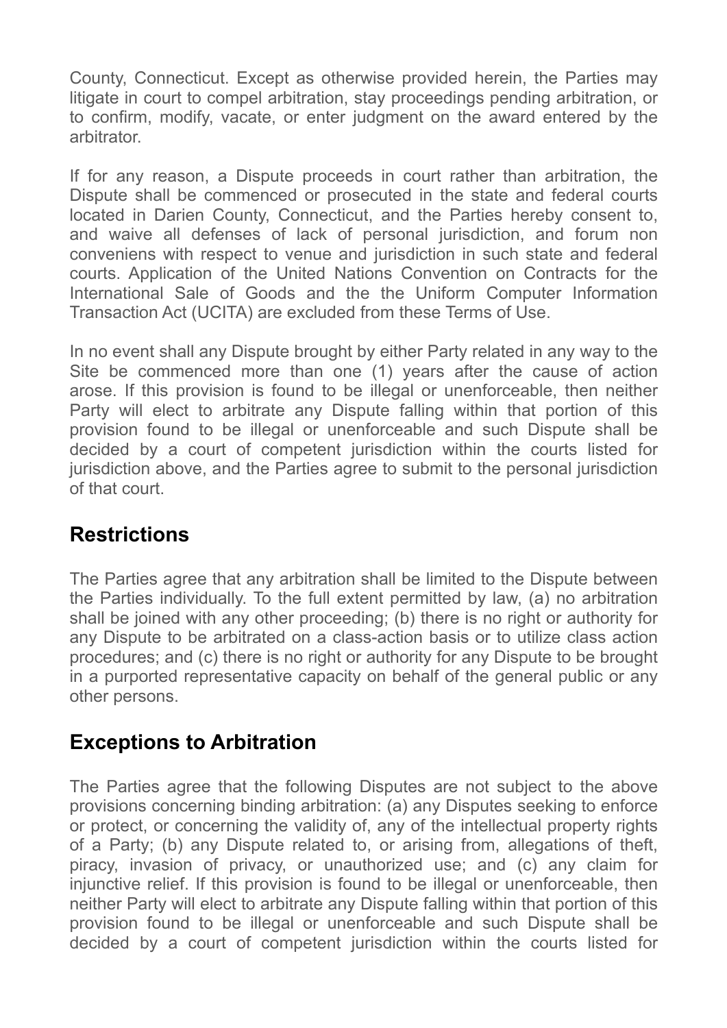County, Connecticut. Except as otherwise provided herein, the Parties may litigate in court to compel arbitration, stay proceedings pending arbitration, or to confirm, modify, vacate, or enter judgment on the award entered by the arbitrator.

If for any reason, a Dispute proceeds in court rather than arbitration, the Dispute shall be commenced or prosecuted in the state and federal courts located in Darien County, Connecticut, and the Parties hereby consent to, and waive all defenses of lack of personal jurisdiction, and forum non conveniens with respect to venue and jurisdiction in such state and federal courts. Application of the United Nations Convention on Contracts for the International Sale of Goods and the the Uniform Computer Information Transaction Act (UCITA) are excluded from these Terms of Use.

In no event shall any Dispute brought by either Party related in any way to the Site be commenced more than one (1) years after the cause of action arose. If this provision is found to be illegal or unenforceable, then neither Party will elect to arbitrate any Dispute falling within that portion of this provision found to be illegal or unenforceable and such Dispute shall be decided by a court of competent jurisdiction within the courts listed for jurisdiction above, and the Parties agree to submit to the personal jurisdiction of that court.

## Restrictions

The Parties agree that any arbitration shall be limited to the Dispute between the Parties individually. To the full extent permitted by law, (a) no arbitration shall be joined with any other proceeding; (b) there is no right or authority for any Dispute to be arbitrated on a class-action basis or to utilize class action procedures; and (c) there is no right or authority for any Dispute to be brought in a purported representative capacity on behalf of the general public or any other persons.

## Exceptions to Arbitration

The Parties agree that the following Disputes are not subject to the above provisions concerning binding arbitration: (a) any Disputes seeking to enforce or protect, or concerning the validity of, any of the intellectual property rights of a Party; (b) any Dispute related to, or arising from, allegations of theft, piracy, invasion of privacy, or unauthorized use; and (c) any claim for injunctive relief. If this provision is found to be illegal or unenforceable, then neither Party will elect to arbitrate any Dispute falling within that portion of this provision found to be illegal or unenforceable and such Dispute shall be decided by a court of competent jurisdiction within the courts listed for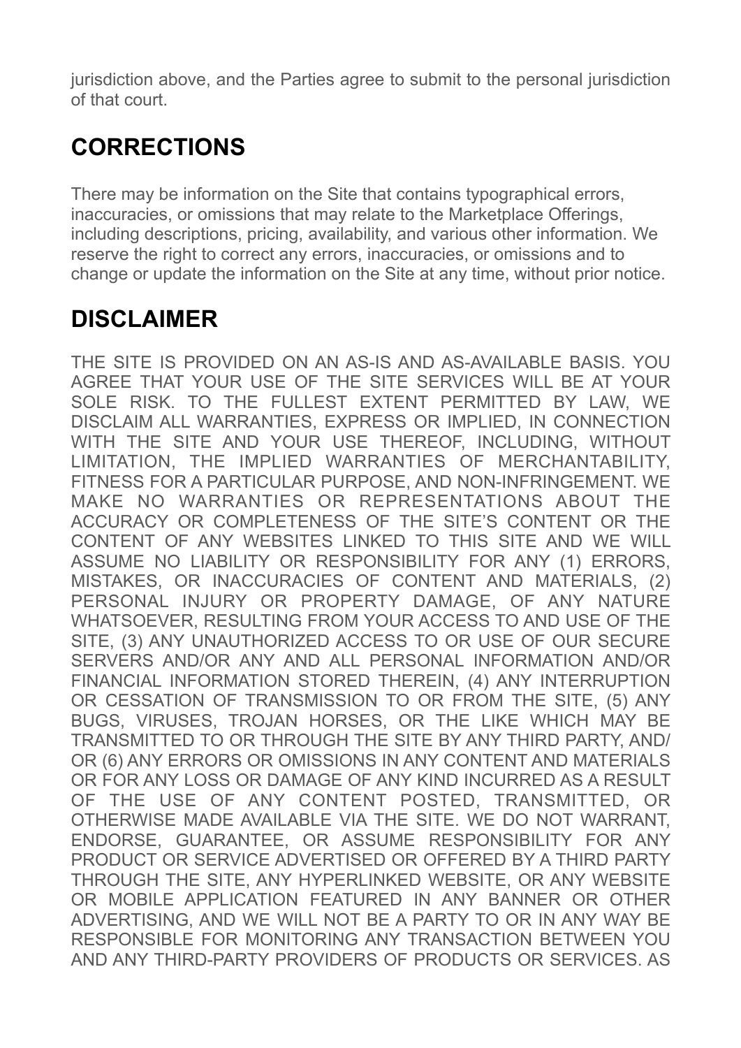jurisdiction above, and the Parties agree to submit to the personal jurisdiction of that court.

## CORRECTIONS

There may be information on the Site that contains typographical errors, inaccuracies, or omissions that may relate to the Marketplace Offerings, including descriptions, pricing, availability, and various other information. We reserve the right to correct any errors, inaccuracies, or omissions and to change or update the information on the Site at any time, without prior notice.

## DISCLAIMER

THE SITE IS PROVIDED ON AN AS-IS AND AS-AVAILABLE BASIS. YOU AGREE THAT YOUR USE OF THE SITE SERVICES WILL BE AT YOUR SOLE RISK. TO THE FULLEST EXTENT PERMITTED BY LAW, WE DISCLAIM ALL WARRANTIES, EXPRESS OR IMPLIED, IN CONNECTION WITH THE SITE AND YOUR USE THEREOF, INCLUDING, WITHOUT LIMITATION, THE IMPLIED WARRANTIES OF MERCHANTABILITY, FITNESS FOR A PARTICULAR PURPOSE, AND NON-INFRINGEMENT. WE MAKE NO WARRANTIES OR REPRESENTATIONS ABOUT THE ACCURACY OR COMPLETENESS OF THE SITE'S CONTENT OR THE CONTENT OF ANY WEBSITES LINKED TO THIS SITE AND WE WILL ASSUME NO LIABILITY OR RESPONSIBILITY FOR ANY (1) ERRORS, MISTAKES, OR INACCURACIES OF CONTENT AND MATERIALS, (2) PERSONAL INJURY OR PROPERTY DAMAGE, OF ANY NATURE WHATSOEVER, RESULTING FROM YOUR ACCESS TO AND USE OF THE SITE, (3) ANY UNAUTHORIZED ACCESS TO OR USE OF OUR SECURE SERVERS AND/OR ANY AND ALL PERSONAL INFORMATION AND/OR FINANCIAL INFORMATION STORED THEREIN, (4) ANY INTERRUPTION OR CESSATION OF TRANSMISSION TO OR FROM THE SITE, (5) ANY BUGS, VIRUSES, TROJAN HORSES, OR THE LIKE WHICH MAY BE TRANSMITTED TO OR THROUGH THE SITE BY ANY THIRD PARTY, AND/OR (6) ANY ERRORS OR OMISSIONS IN ANY CONTENT AND MATERIALS OR FOR ANY LOSS OR DAMAGE OF ANY KIND INCURRED AS A RESULT OF THE USE OF ANY CONTENT POSTED, TRANSMITTED, OR OTHERWISE MADE AVAILABLE VIA THE SITE. WE DO NOT WARRANT, ENDORSE, GUARANTEE, OR ASSUME RESPONSIBILITY FOR ANY PRODUCT OR SERVICE ADVERTISED OR OFFERED BY A THIRD PARTY THROUGH THE SITE, ANY HYPERLINKED WEBSITE, OR ANY WEBSITE OR MOBILE APPLICATION FEATURED IN ANY BANNER OR OTHER ADVERTISING, AND WE WILL NOT BE A PARTY TO OR IN ANY WAY BE RESPONSIBLE FOR MONITORING ANY TRANSACTION BETWEEN YOU AND ANY THIRD-PARTY PROVIDERS OF PRODUCTS OR SERVICES. AS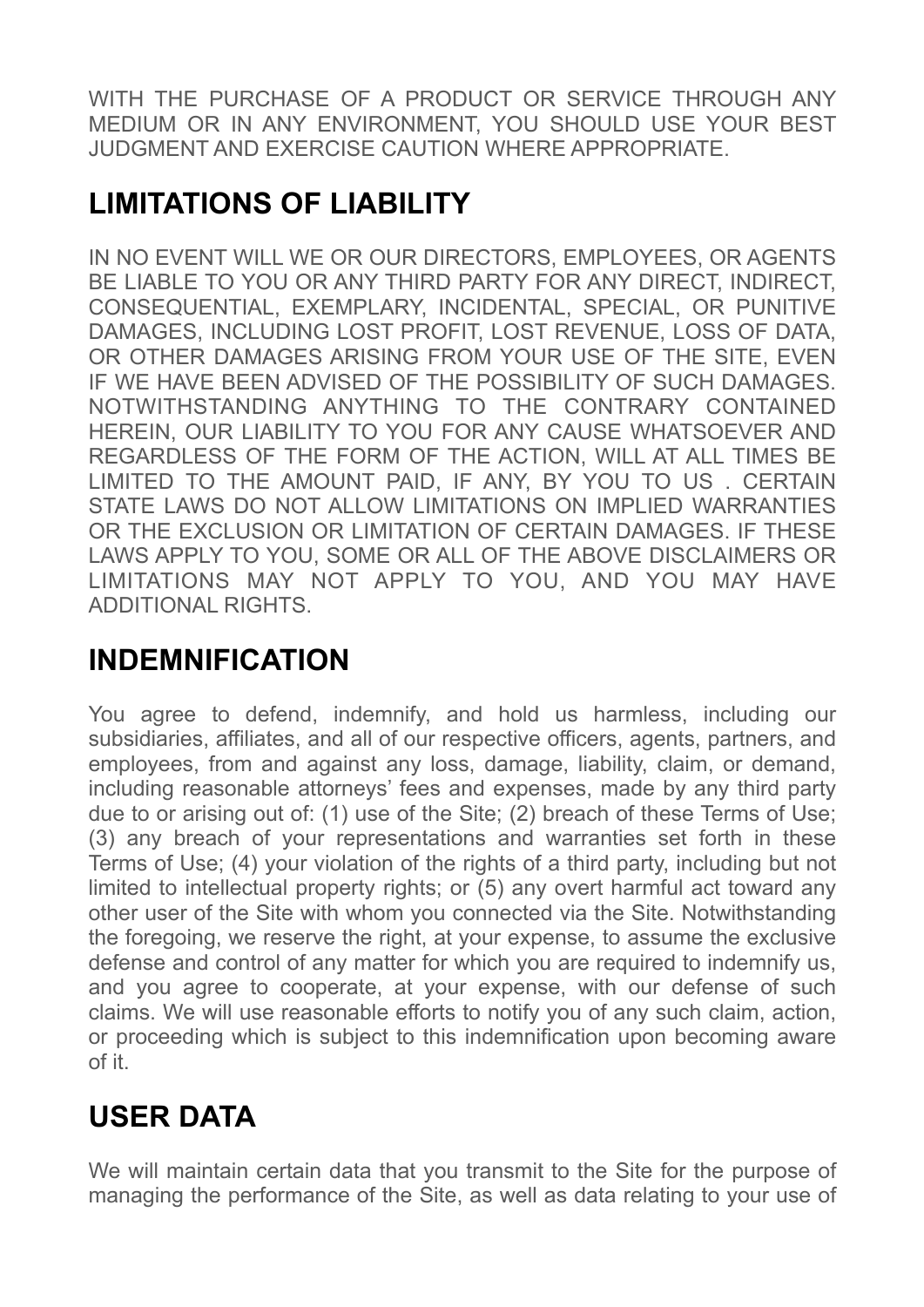WITH THE PURCHASE OF A PRODUCT OR SERVICE THROUGH ANY MEDIUM OR IN ANY ENVIRONMENT, YOU SHOULD USE YOUR BEST JUDGMENT AND EXERCISE CAUTION WHERE APPROPRIATE.

## LIMITATIONS OF LIABILITY

IN NO EVENT WILL WE OR OUR DIRECTORS, EMPLOYEES, OR AGENTS BE LIABLE TO YOU OR ANY THIRD PARTY FOR ANY DIRECT, INDIRECT, CONSEQUENTIAL, EXEMPLARY, INCIDENTAL, SPECIAL, OR PUNITIVE DAMAGES, INCLUDING LOST PROFIT, LOST REVENUE, LOSS OF DATA, OR OTHER DAMAGES ARISING FROM YOUR USE OF THE SITE, EVEN IF WE HAVE BEEN ADVISED OF THE POSSIBILITY OF SUCH DAMAGES. NOTWITHSTANDING ANYTHING TO THE CONTRARY CONTAINED HEREIN, OUR LIABILITY TO YOU FOR ANY CAUSE WHATSOEVER AND REGARDLESS OF THE FORM OF THE ACTION, WILL AT ALL TIMES BE LIMITED TO THE AMOUNT PAID, IF ANY, BY YOU TO US . CERTAIN STATE LAWS DO NOT ALLOW LIMITATIONS ON IMPLIED WARRANTIES OR THE EXCLUSION OR LIMITATION OF CERTAIN DAMAGES. IF THESE LAWS APPLY TO YOU, SOME OR ALL OF THE ABOVE DISCLAIMERS OR LIMITATIONS MAY NOT APPLY TO YOU, AND YOU MAY HAVE ADDITIONAL RIGHTS.

## INDEMNIFICATION

You agree to defend, indemnify, and hold us harmless, including our subsidiaries, affiliates, and all of our respective officers, agents, partners, and employees, from and against any loss, damage, liability, claim, or demand, including reasonable attorneys' fees and expenses, made by any third party due to or arising out of: (1) use of the Site; (2) breach of these Terms of Use; (3) any breach of your representations and warranties set forth in these Terms of Use; (4) your violation of the rights of a third party, including but not limited to intellectual property rights; or (5) any overt harmful act toward any other user of the Site with whom you connected via the Site. Notwithstanding the foregoing, we reserve the right, at your expense, to assume the exclusive defense and control of any matter for which you are required to indemnify us, and you agree to cooperate, at your expense, with our defense of such claims. We will use reasonable efforts to notify you of any such claim, action, or proceeding which is subject to this indemnification upon becoming aware of it.

## USER DATA

We will maintain certain data that you transmit to the Site for the purpose of managing the performance of the Site, as well as data relating to your use of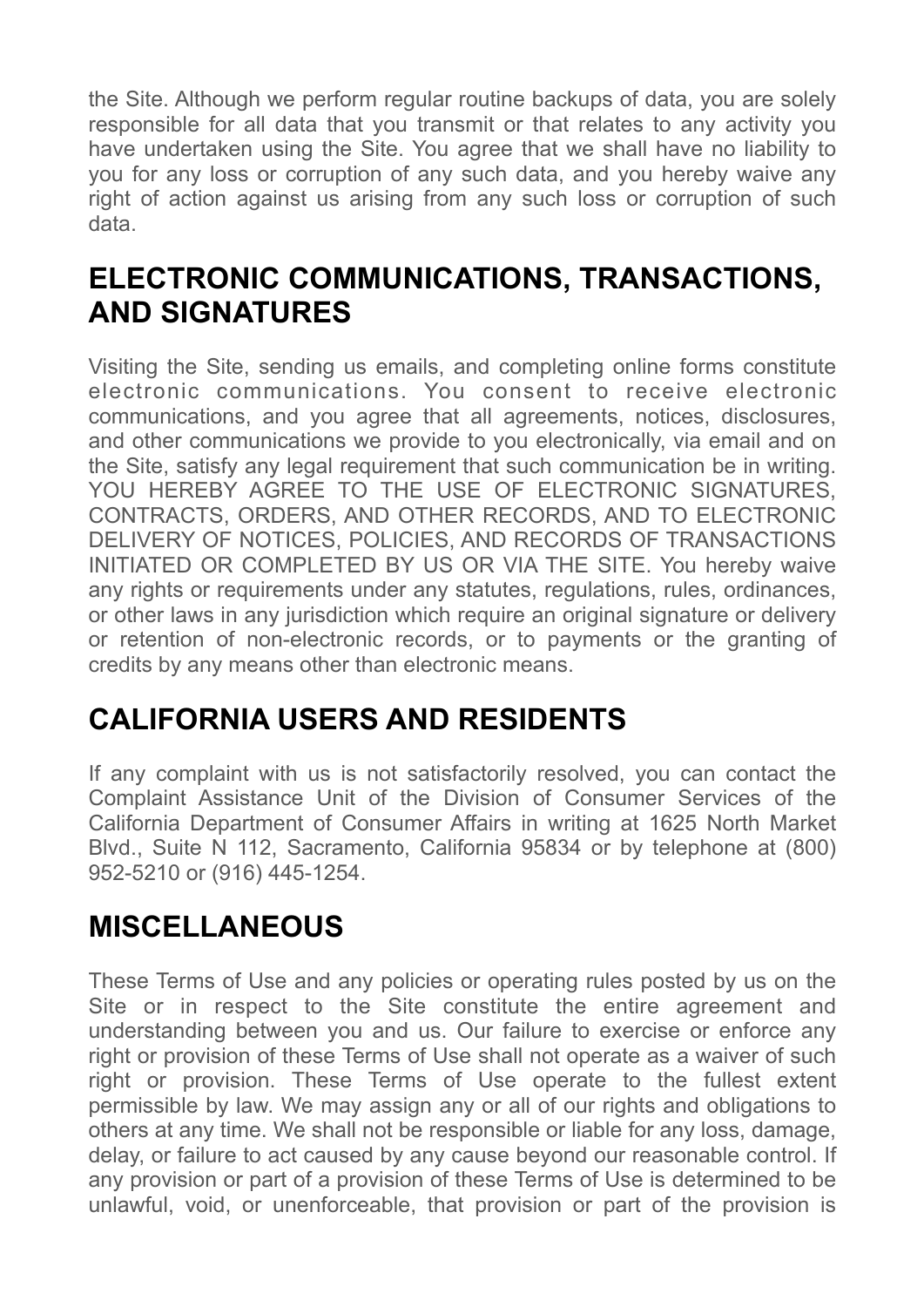the Site. Although we perform regular routine backups of data, you are solely responsible for all data that you transmit or that relates to any activity you have undertaken using the Site. You agree that we shall have no liability to you for any loss or corruption of any such data, and you hereby waive any right of action against us arising from any such loss or corruption of such data.

## ELECTRONIC COMMUNICATIONS, TRANSACTIONS, AND SIGNATURES

Visiting the Site, sending us emails, and completing online forms constitute electronic communications. You consent to receive electronic communications, and you agree that all agreements, notices, disclosures, and other communications we provide to you electronically, via email and on the Site, satisfy any legal requirement that such communication be in writing. YOU HEREBY AGREE TO THE USE OF ELECTRONIC SIGNATURES, CONTRACTS, ORDERS, AND OTHER RECORDS, AND TO ELECTRONIC DELIVERY OF NOTICES, POLICIES, AND RECORDS OF TRANSACTIONS INITIATED OR COMPLETED BY US OR VIA THE SITE. You hereby waive any rights or requirements under any statutes, regulations, rules, ordinances, or other laws in any jurisdiction which require an original signature or delivery or retention of non-electronic records, or to payments or the granting of credits by any means other than electronic means.

## CALIFORNIA USERS AND RESIDENTS

If any complaint with us is not satisfactorily resolved, you can contact the Complaint Assistance Unit of the Division of Consumer Services of the California Department of Consumer Affairs in writing at 1625 North Market Blvd., Suite N 112, Sacramento, California 95834 or by telephone at (800) 952-5210 or (916) 445-1254.

## MISCELLANEOUS

These Terms of Use and any policies or operating rules posted by us on the Site or in respect to the Site constitute the entire agreement and understanding between you and us. Our failure to exercise or enforce any right or provision of these Terms of Use shall not operate as a waiver of such right or provision. These Terms of Use operate to the fullest extent permissible by law. We may assign any or all of our rights and obligations to others at any time. We shall not be responsible or liable for any loss, damage, delay, or failure to act caused by any cause beyond our reasonable control. If any provision or part of a provision of these Terms of Use is determined to be unlawful, void, or unenforceable, that provision or part of the provision is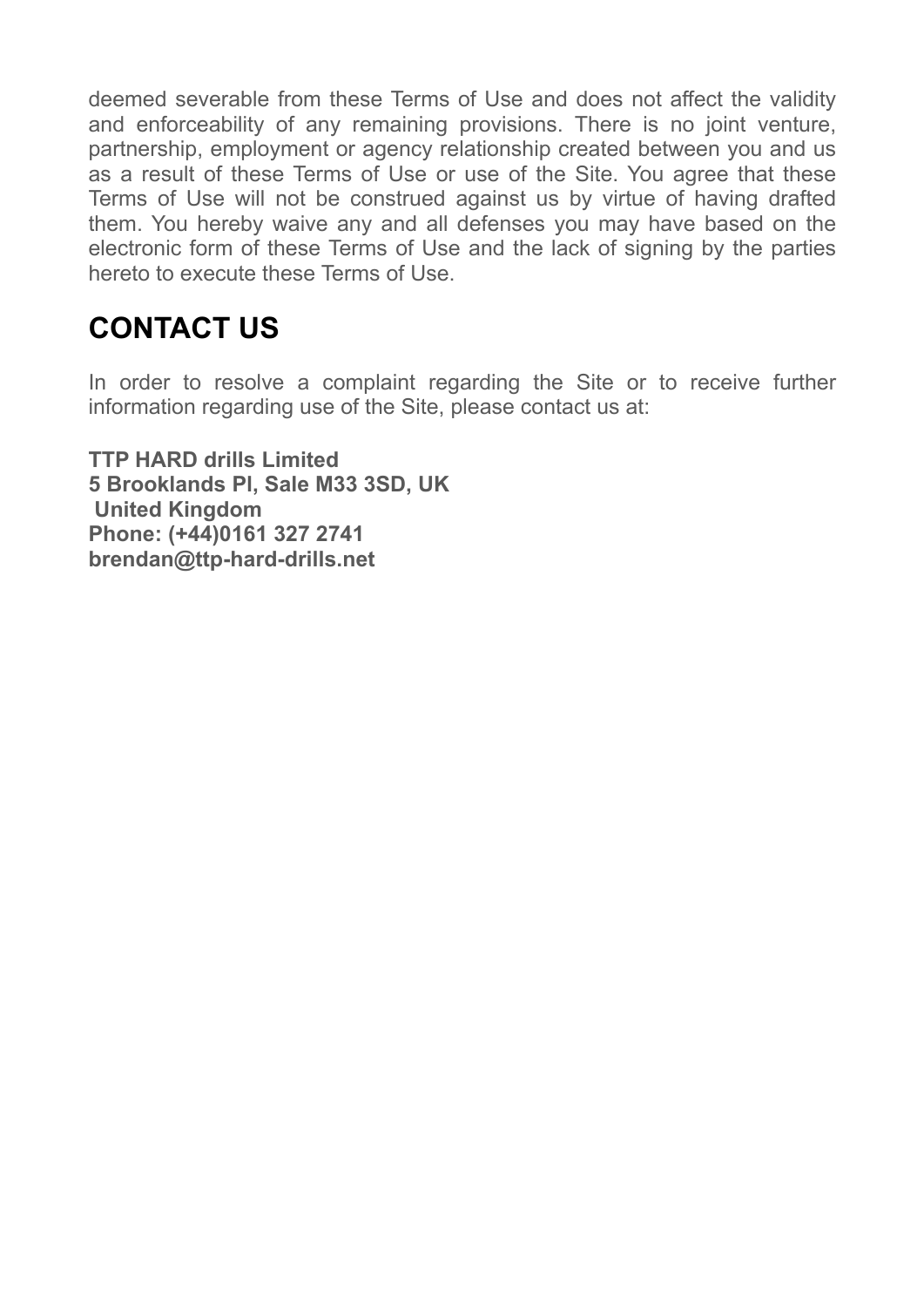deemed severable from these Terms of Use and does not affect the validity and enforceability of any remaining provisions. There is no joint venture, partnership, employment or agency relationship created between you and us as a result of these Terms of Use or use of the Site. You agree that these Terms of Use will not be construed against us by virtue of having drafted them. You hereby waive any and all defenses you may have based on the electronic form of these Terms of Use and the lack of signing by the parties hereto to execute these Terms of Use.

## CONTACT US

In order to resolve a complaint regarding the Site or to receive further information regarding use of the Site, please contact us at:

**TTP HARD drills Limited**
**5 Brooklands Pl, Sale M33 3SD, UK**
**United Kingdom**
**Phone: (+44)0161 327 2741**
**brendan@ttp-hard-drills.net**